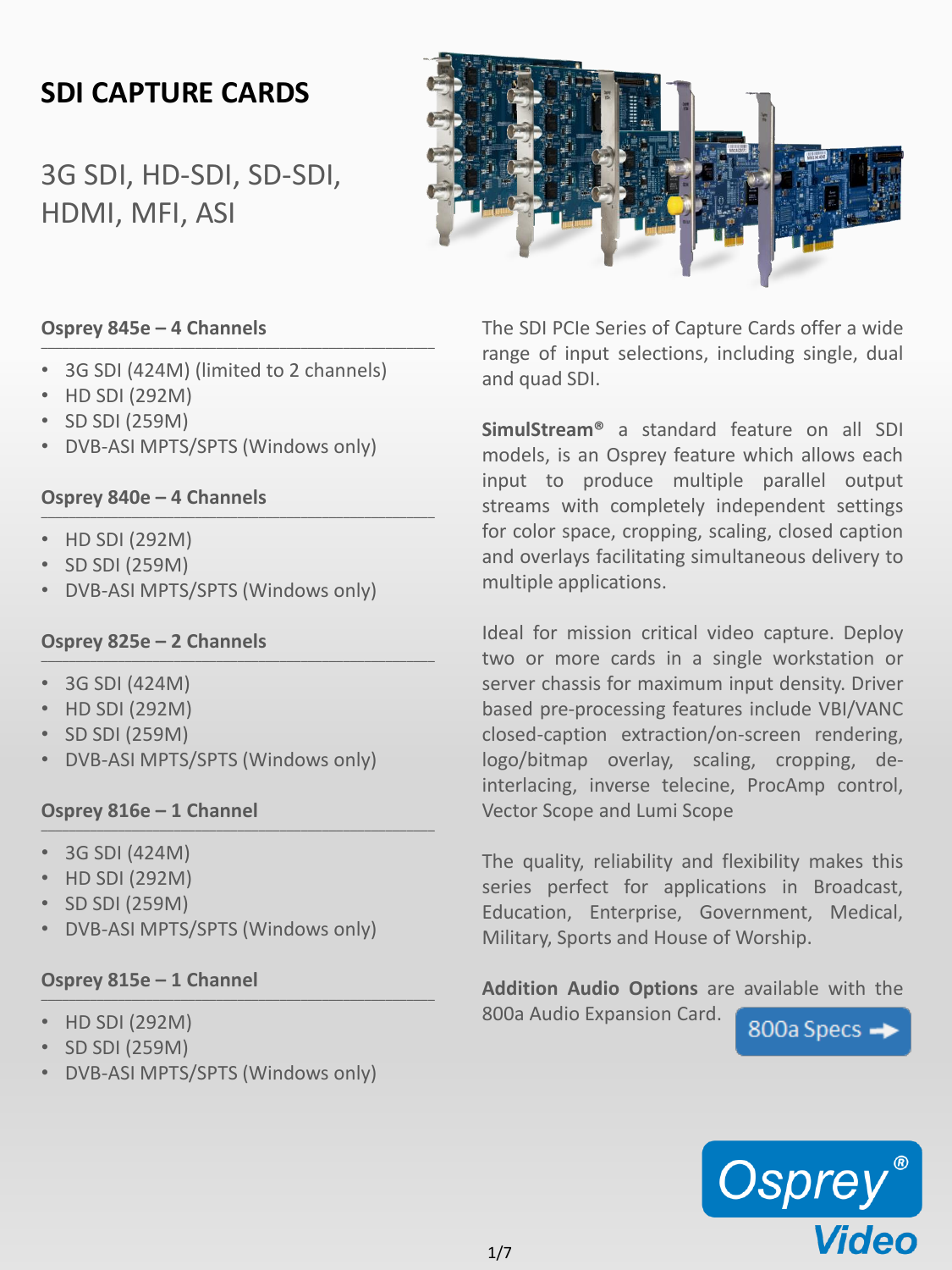# SDI CAPTURE CARDS

## 3G SDI, HD-SDI, SD-SDI, HDMI, MFI, ASI

### Osprey 845e – 4 Channels

- 3G SDI (424M) (limited to 2 channels)
- HD SDI (292M)
- SD SDI (259M)
- DVB-ASI MPTS/SPTS (Windows only)

### Osprey 840e – 4 Channels

- HD SDI (292M)
- SD SDI (259M)
- DVB-ASI MPTS/SPTS (Windows only)

### Osprey 825e – 2 Channels

- 3G SDI (424M)
- HD SDI (292M)
- SD SDI (259M)
- DVB-ASI MPTS/SPTS (Windows only)

### Osprey 816e – 1 Channel

- 3G SDI (424M)
- HD SDI (292M)
- SD SDI (259M)
- DVB-ASI MPTS/SPTS (Windows only)

### Osprey 815e – 1 Channel

- HD SDI (292M)
- SD SDI (259M)
- DVB-ASI MPTS/SPTS (Windows only)

The SDI PCIe Series of Capture Cards offer a wide range of input selections, including single, dual and quad SDI.

**SimulStream®** a standard feature on all SDI models, is an Osprey feature which allows each input to produce multiple parallel output streams with completely independent settings for color space, cropping, scaling, closed caption and overlays facilitating simultaneous delivery to multiple applications.

Ideal for mission critical video capture. Deploy two or more cards in a single workstation or server chassis for maximum input density. Driver based pre-processing features include VBI/VANC closed-caption extraction/on-screen rendering, logo/bitmap overlay, scaling, cropping, de-interlacing, inverse telecine, ProcAmp control, Vector Scope and Lumi Scope

The quality, reliability and flexibility makes this series perfect for applications in Broadcast, Education, Enterprise, Government, Medical, Military, Sports and House of Worship.

**Addition Audio Options** are available with the 800a Audio Expansion Card.

800a Specs →

Osprey® Video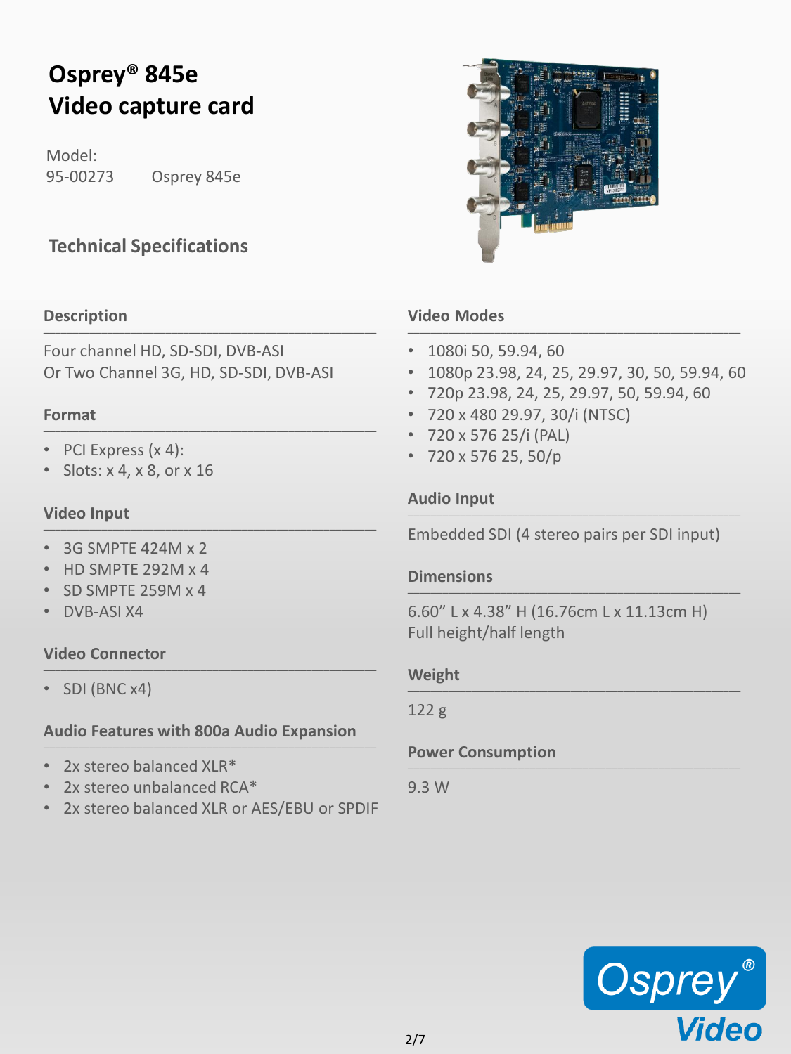# Osprey® 845e Video capture card

Model:
95-00273 Osprey 845e

## Technical Specifications

### Description

Four channel HD, SD-SDI, DVB-ASI
Or Two Channel 3G, HD, SD-SDI, DVB-ASI

### Format

- PCI Express (x 4):
- Slots: x 4, x 8, or x 16

### Video Input

- 3G SMPTE 424M x 2
- HD SMPTE 292M x 4
- SD SMPTE 259M x 4
- DVB-ASI X4

### Video Connector

- SDI (BNC x4)

### Audio Features with 800a Audio Expansion

- 2x stereo balanced XLR*
- 2x stereo unbalanced RCA*
- 2x stereo balanced XLR or AES/EBU or SPDIF

### Video Modes

- 1080i 50, 59.94, 60
- 1080p 23.98, 24, 25, 29.97, 30, 50, 59.94, 60
- 720p 23.98, 24, 25, 29.97, 50, 59.94, 60
- 720 x 480 29.97, 30/i (NTSC)
- 720 x 576 25/i (PAL)
- 720 x 576 25, 50/p

### Audio Input

Embedded SDI (4 stereo pairs per SDI input)

### Dimensions

6.60" L x 4.38" H (16.76cm L x 11.13cm H)
Full height/half length

### Weight

122 g

### Power Consumption

9.3 W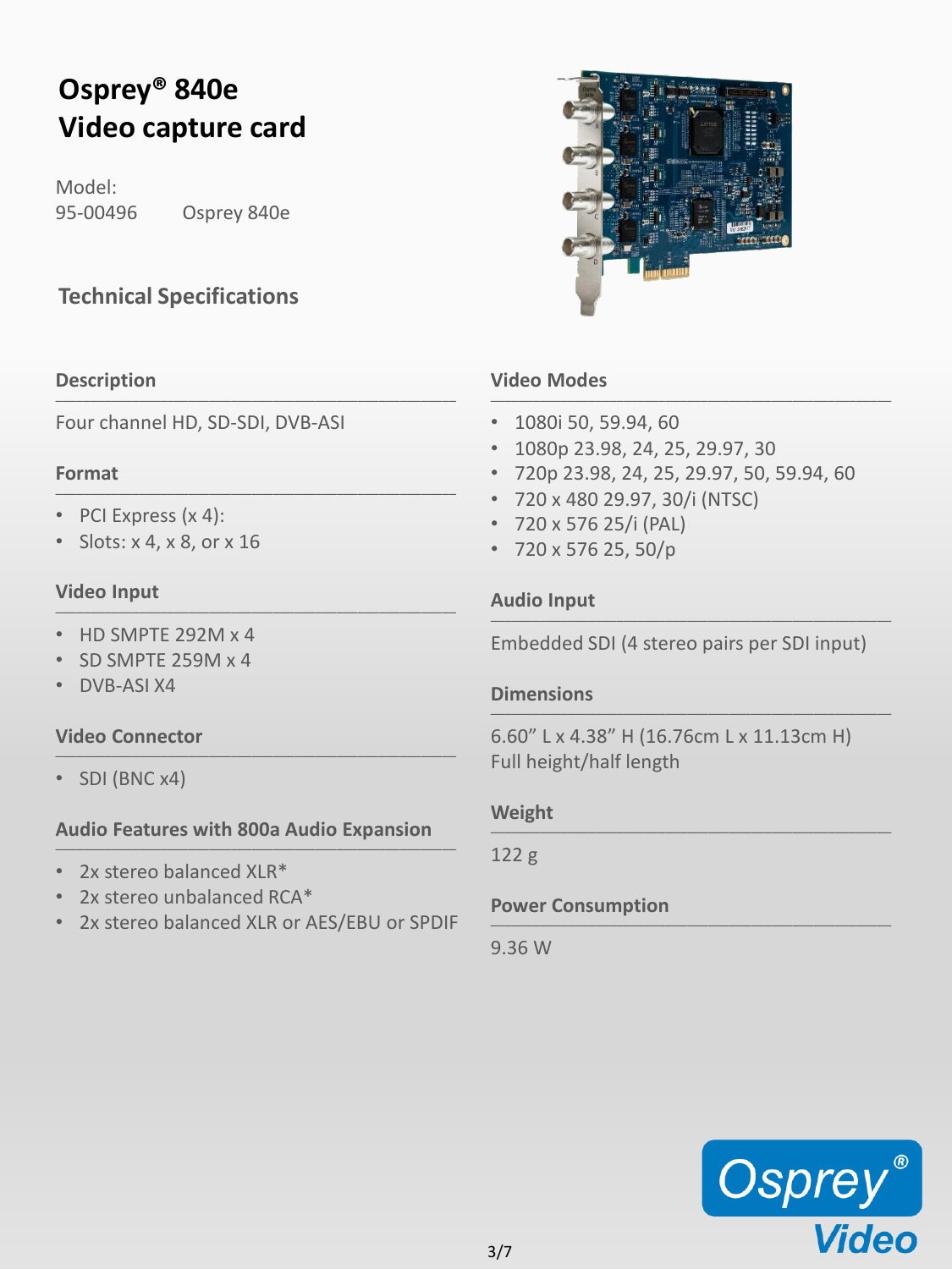# Osprey® 840e Video capture card

Model:
95-00496 Osprey 840e

## Technical Specifications

### Description

Four channel HD, SD-SDI, DVB-ASI

### Format

- PCI Express (x 4):
- Slots: x 4, x 8, or x 16

### Video Input

- HD SMPTE 292M x 4
- SD SMPTE 259M x 4
- DVB-ASI X4

### Video Connector

- SDI (BNC x4)

### Audio Features with 800a Audio Expansion

- 2x stereo balanced XLR*
- 2x stereo unbalanced RCA*
- 2x stereo balanced XLR or AES/EBU or SPDIF

### Video Modes

- 1080i 50, 59.94, 60
- 1080p 23.98, 24, 25, 29.97, 30
- 720p 23.98, 24, 25, 29.97, 50, 59.94, 60
- 720 x 480 29.97, 30/i (NTSC)
- 720 x 576 25/i (PAL)
- 720 x 576 25, 50/p

### Audio Input

Embedded SDI (4 stereo pairs per SDI input)

### Dimensions

6.60" L x 4.38" H (16.76cm L x 11.13cm H)
Full height/half length

### Weight

122 g

### Power Consumption

9.36 W

Osprey® Video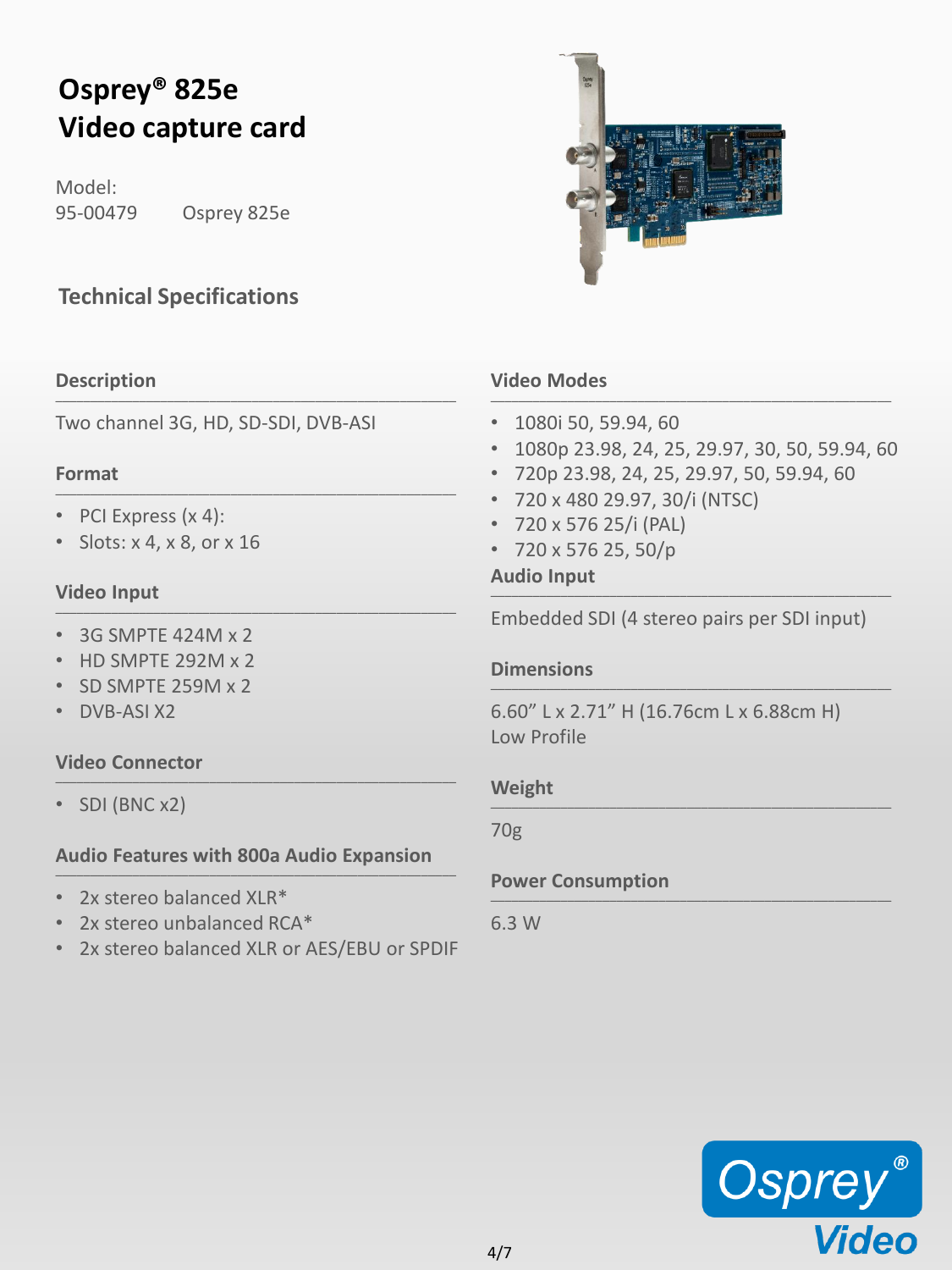# Osprey® 825e
# Video capture card

Model:
95-00479 Osprey 825e

## Technical Specifications

### Description

Two channel 3G, HD, SD-SDI, DVB-ASI

### Format

- PCI Express (x 4):
- Slots: x 4, x 8, or x 16

### Video Input

- 3G SMPTE 424M x 2
- HD SMPTE 292M x 2
- SD SMPTE 259M x 2
- DVB-ASI X2

### Video Connector

- SDI (BNC x2)

### Audio Features with 800a Audio Expansion

- 2x stereo balanced XLR*
- 2x stereo unbalanced RCA*
- 2x stereo balanced XLR or AES/EBU or SPDIF

### Video Modes

- 1080i 50, 59.94, 60
- 1080p 23.98, 24, 25, 29.97, 30, 50, 59.94, 60
- 720p 23.98, 24, 25, 29.97, 50, 59.94, 60
- 720 x 480 29.97, 30/i (NTSC)
- 720 x 576 25/i (PAL)
- 720 x 576 25, 50/p

### Audio Input

Embedded SDI (4 stereo pairs per SDI input)

### Dimensions

6.60” L x 2.71” H (16.76cm L x 6.88cm H)
Low Profile

### Weight

70g

### Power Consumption

6.3 W

Osprey® Video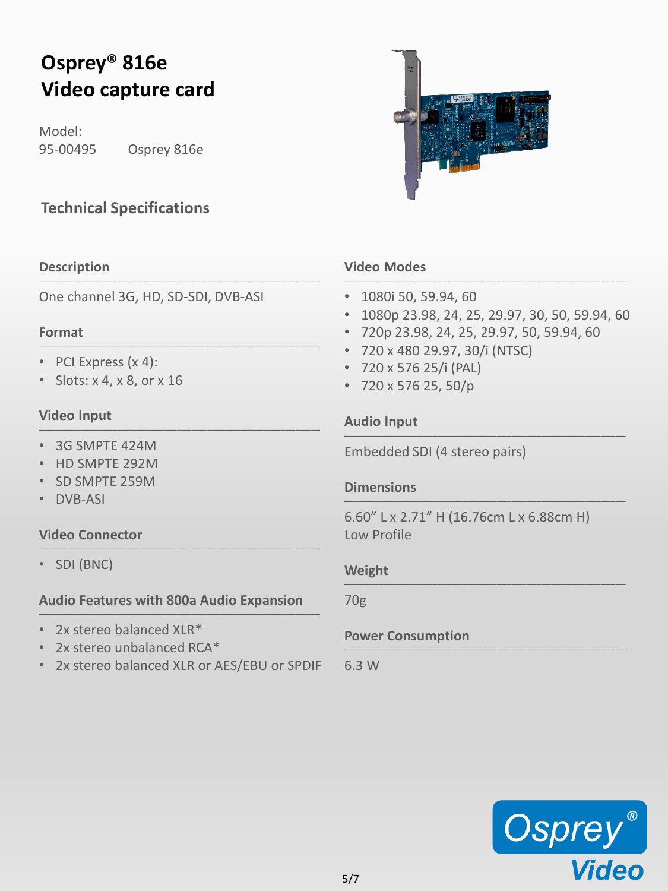# Osprey® 816e
# Video capture card

Model:
95-00495 Osprey 816e

## Technical Specifications

### Description

One channel 3G, HD, SD-SDI, DVB-ASI

### Format

- PCI Express (x 4):
- Slots: x 4, x 8, or x 16

### Video Input

- 3G SMPTE 424M
- HD SMPTE 292M
- SD SMPTE 259M
- DVB-ASI

### Video Connector

- SDI (BNC)

### Audio Features with 800a Audio Expansion

- 2x stereo balanced XLR*
- 2x stereo unbalanced RCA*
- 2x stereo balanced XLR or AES/EBU or SPDIF

### Video Modes

- 1080i 50, 59.94, 60
- 1080p 23.98, 24, 25, 29.97, 30, 50, 59.94, 60
- 720p 23.98, 24, 25, 29.97, 50, 59.94, 60
- 720 x 480 29.97, 30/i (NTSC)
- 720 x 576 25/i (PAL)
- 720 x 576 25, 50/p

### Audio Input

Embedded SDI (4 stereo pairs)

### Dimensions

6.60" L x 2.71" H (16.76cm L x 6.88cm H)
Low Profile

### Weight

70g

### Power Consumption

6.3 W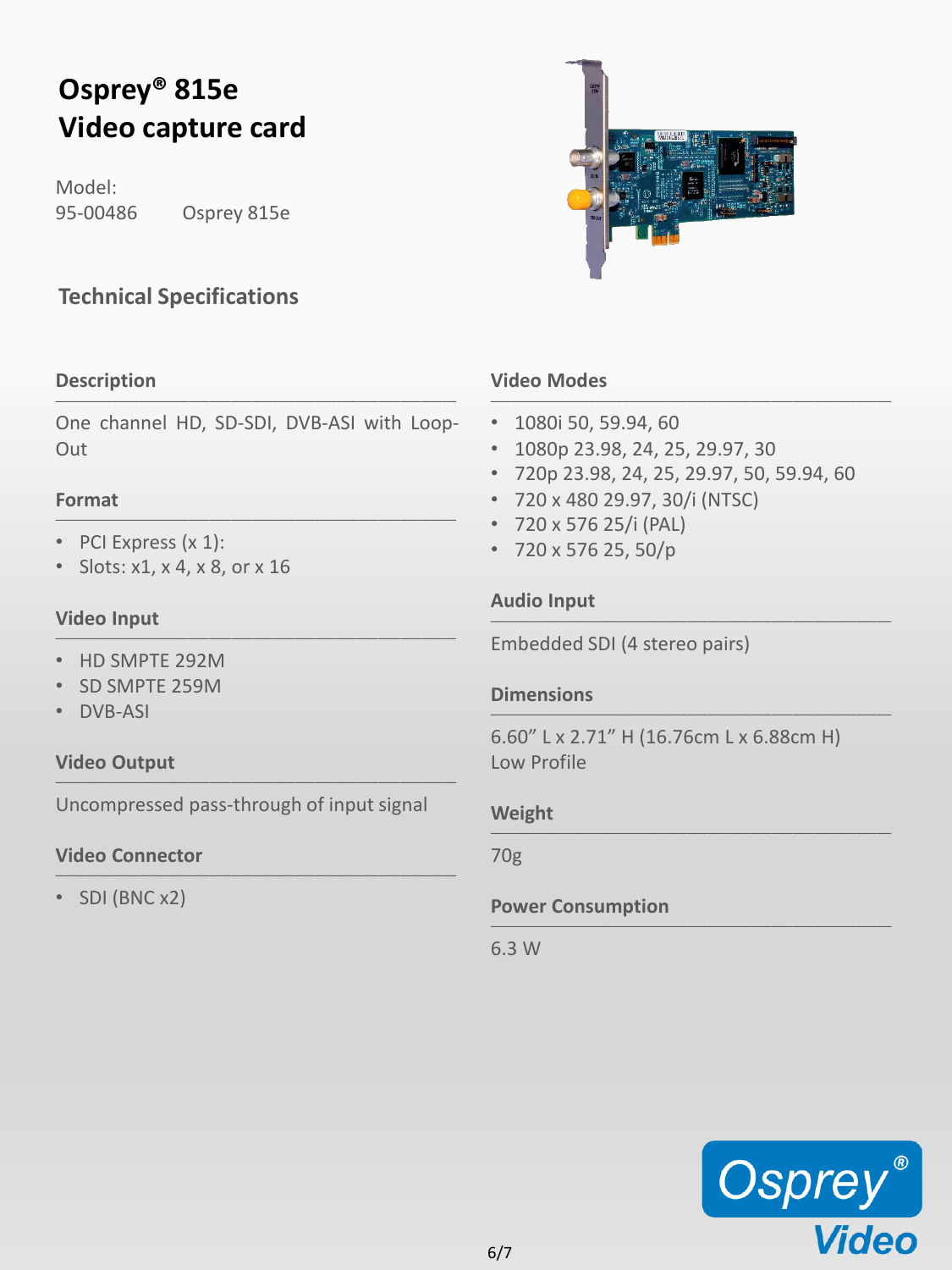# Osprey® 815e
# Video capture card

Model:
95-00486 Osprey 815e

## Technical Specifications

### Description

One channel HD, SD-SDI, DVB-ASI with Loop-Out

### Format

- PCI Express (x 1):
- Slots: x1, x 4, x 8, or x 16

### Video Input

- HD SMPTE 292M
- SD SMPTE 259M
- DVB-ASI

### Video Output

Uncompressed pass-through of input signal

### Video Connector

- SDI (BNC x2)

### Video Modes

- 1080i 50, 59.94, 60
- 1080p 23.98, 24, 25, 29.97, 30
- 720p 23.98, 24, 25, 29.97, 50, 59.94, 60
- 720 x 480 29.97, 30/i (NTSC)
- 720 x 576 25/i (PAL)
- 720 x 576 25, 50/p

### Audio Input

Embedded SDI (4 stereo pairs)

### Dimensions

6.60" L x 2.71" H (16.76cm L x 6.88cm H)
Low Profile

### Weight

70g

### Power Consumption

6.3 W

Osprey® Video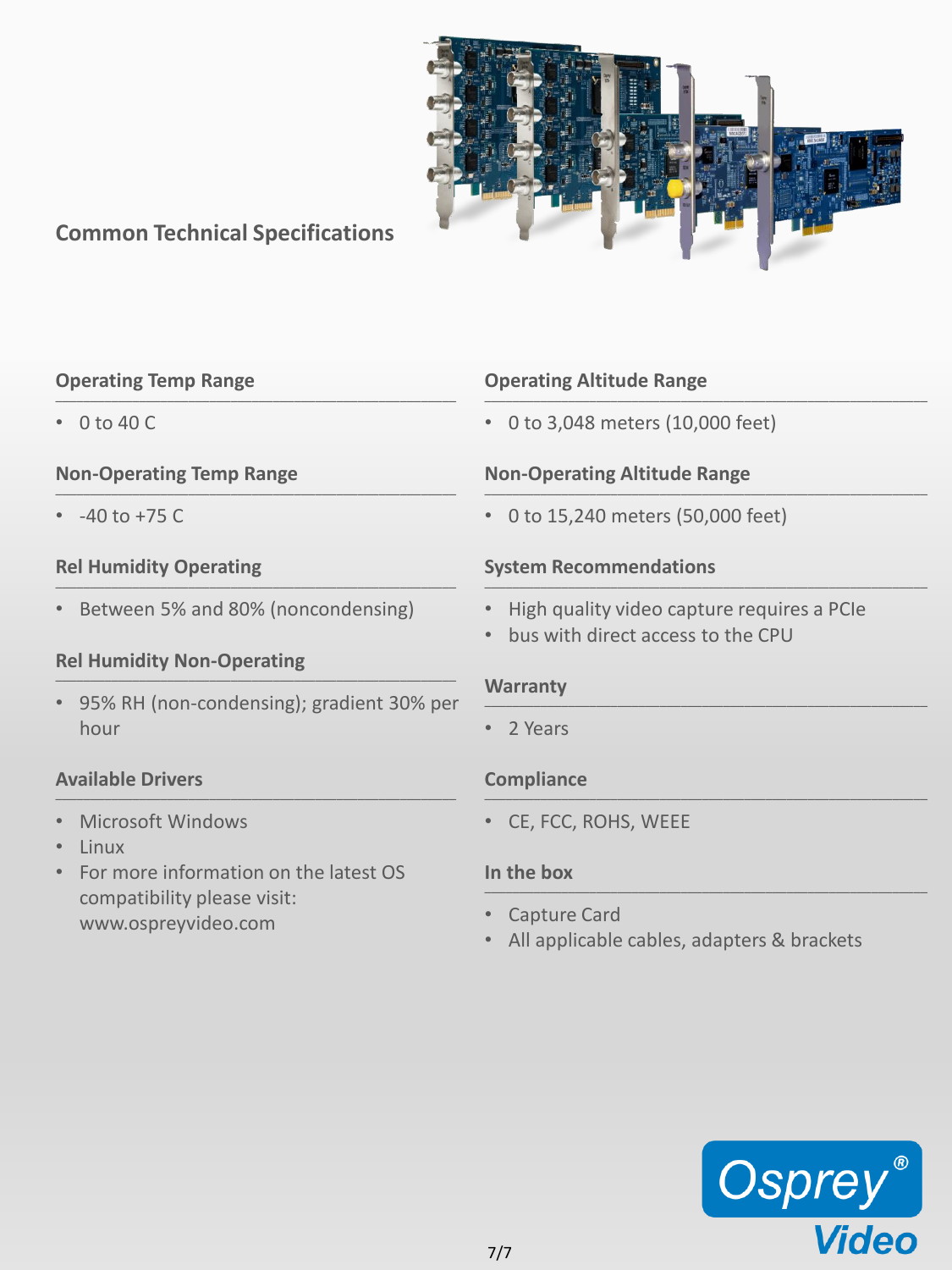## Common Technical Specifications

### Operating Temp Range

- 0 to 40 C

### Non-Operating Temp Range

- -40 to +75 C

### Rel Humidity Operating

- Between 5% and 80% (noncondensing)

### Rel Humidity Non-Operating

- 95% RH (non-condensing); gradient 30% per hour

### Available Drivers

- Microsoft Windows
- Linux
- For more information on the latest OS compatibility please visit: www.ospreyvideo.com

### Operating Altitude Range

- 0 to 3,048 meters (10,000 feet)

### Non-Operating Altitude Range

- 0 to 15,240 meters (50,000 feet)

### System Recommendations

- High quality video capture requires a PCIe
- bus with direct access to the CPU

### Warranty

- 2 Years

### Compliance

- CE, FCC, ROHS, WEEE

### In the box

- Capture Card
- All applicable cables, adapters & brackets

Osprey® Video